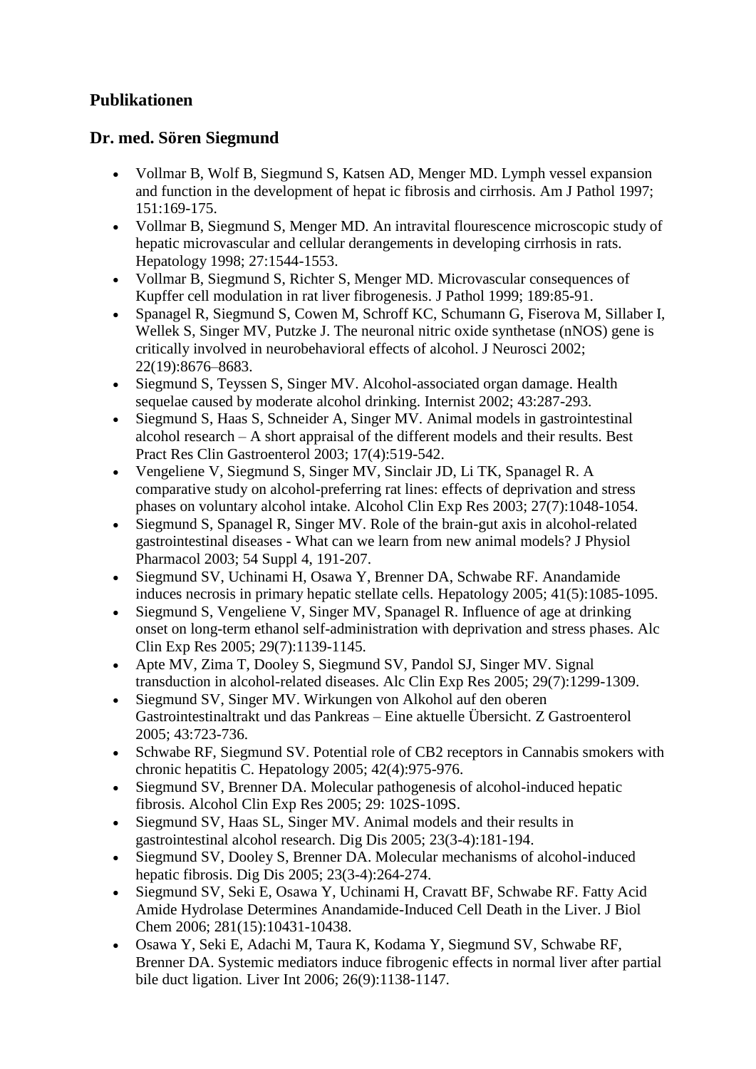## Publikationen

## Dr. med. Sören Siegmund

- Vollmar B, Wolf B, Siegmund S, Katsen AD, Menger MD. Lymph vessel expansion and function in the development of hepat ic fibrosis and cirrhosis. Am J Pathol 1997; 151:169-175.
- Vollmar B, Siegmund S, Menger MD. An intravital flourescence microscopic study of hepatic microvascular and cellular derangements in developing cirrhosis in rats. Hepatology 1998; 27:1544-1553.
- Vollmar B, Siegmund S, Richter S, Menger MD. Microvascular consequences of Kupffer cell modulation in rat liver fibrogenesis. J Pathol 1999; 189:85-91.
- Spanagel R, Siegmund S, Cowen M, Schroff KC, Schumann G, Fiserova M, Sillaber I, Wellek S, Singer MV, Putzke J. The neuronal nitric oxide synthetase (nNOS) gene is critically involved in neurobehavioral effects of alcohol. J Neurosci 2002; 22(19):8676–8683.
- Siegmund S, Teyssen S, Singer MV. Alcohol-associated organ damage. Health sequelae caused by moderate alcohol drinking. Internist 2002; 43:287-293.
- Siegmund S, Haas S, Schneider A, Singer MV. Animal models in gastrointestinal alcohol research – A short appraisal of the different models and their results. Best Pract Res Clin Gastroenterol 2003; 17(4):519-542.
- Vengeliene V, Siegmund S, Singer MV, Sinclair JD, Li TK, Spanagel R. A comparative study on alcohol-preferring rat lines: effects of deprivation and stress phases on voluntary alcohol intake. Alcohol Clin Exp Res 2003; 27(7):1048-1054.
- Siegmund S, Spanagel R, Singer MV. Role of the brain-gut axis in alcohol-related gastrointestinal diseases - What can we learn from new animal models? J Physiol Pharmacol 2003; 54 Suppl 4, 191-207.
- Siegmund SV, Uchinami H, Osawa Y, Brenner DA, Schwabe RF. Anandamide induces necrosis in primary hepatic stellate cells. Hepatology 2005; 41(5):1085-1095.
- Siegmund S, Vengeliene V, Singer MV, Spanagel R. Influence of age at drinking onset on long-term ethanol self-administration with deprivation and stress phases. Alc Clin Exp Res 2005; 29(7):1139-1145.
- Apte MV, Zima T, Dooley S, Siegmund SV, Pandol SJ, Singer MV. Signal transduction in alcohol-related diseases. Alc Clin Exp Res 2005; 29(7):1299-1309.
- Siegmund SV, Singer MV. Wirkungen von Alkohol auf den oberen Gastrointestinaltrakt und das Pankreas – Eine aktuelle Übersicht. Z Gastroenterol 2005; 43:723-736.
- Schwabe RF, Siegmund SV. Potential role of CB2 receptors in Cannabis smokers with chronic hepatitis C. Hepatology 2005; 42(4):975-976.
- Siegmund SV, Brenner DA. Molecular pathogenesis of alcohol-induced hepatic fibrosis. Alcohol Clin Exp Res 2005; 29: 102S-109S.
- Siegmund SV, Haas SL, Singer MV. Animal models and their results in gastrointestinal alcohol research. Dig Dis 2005; 23(3-4):181-194.
- Siegmund SV, Dooley S, Brenner DA. Molecular mechanisms of alcohol-induced hepatic fibrosis. Dig Dis 2005; 23(3-4):264-274.
- Siegmund SV, Seki E, Osawa Y, Uchinami H, Cravatt BF, Schwabe RF. Fatty Acid Amide Hydrolase Determines Anandamide-Induced Cell Death in the Liver. J Biol Chem 2006; 281(15):10431-10438.
- Osawa Y, Seki E, Adachi M, Taura K, Kodama Y, Siegmund SV, Schwabe RF, Brenner DA. Systemic mediators induce fibrogenic effects in normal liver after partial bile duct ligation. Liver Int 2006; 26(9):1138-1147.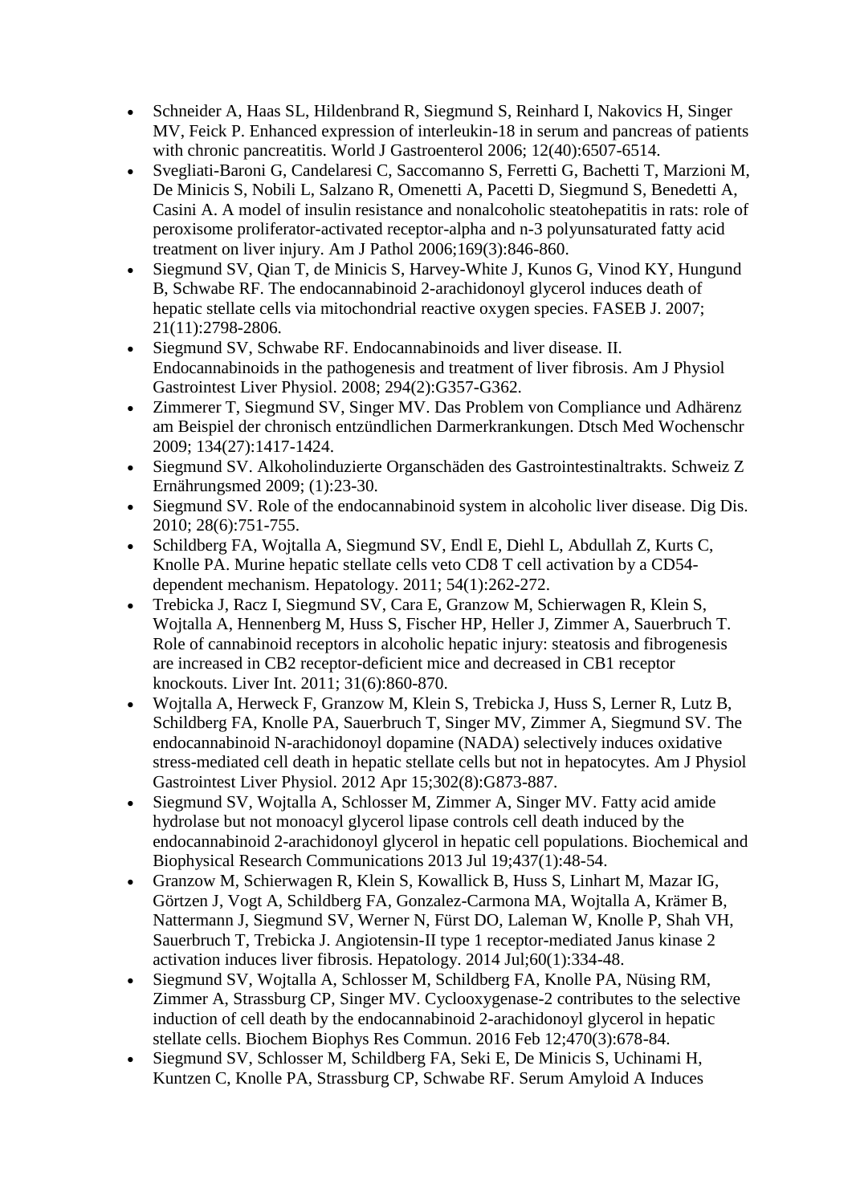- Schneider A, Haas SL, Hildenbrand R, Siegmund S, Reinhard I, Nakovics H, Singer MV, Feick P. Enhanced expression of interleukin-18 in serum and pancreas of patients with chronic pancreatitis. World J Gastroenterol 2006; 12(40):6507-6514.
- Svegliati-Baroni G, Candelaresi C, Saccomanno S, Ferretti G, Bachetti T, Marzioni M, De Minicis S, Nobili L, Salzano R, Omenetti A, Pacetti D, Siegmund S, Benedetti A, Casini A. A model of insulin resistance and nonalcoholic steatohepatitis in rats: role of peroxisome proliferator-activated receptor-alpha and n-3 polyunsaturated fatty acid treatment on liver injury. Am J Pathol 2006;169(3):846-860.
- Siegmund SV, Qian T, de Minicis S, Harvey-White J, Kunos G, Vinod KY, Hungund B, Schwabe RF. The endocannabinoid 2-arachidonoyl glycerol induces death of hepatic stellate cells via mitochondrial reactive oxygen species. FASEB J. 2007; 21(11):2798-2806.
- Siegmund SV, Schwabe RF. Endocannabinoids and liver disease. II. Endocannabinoids in the pathogenesis and treatment of liver fibrosis. Am J Physiol Gastrointest Liver Physiol. 2008; 294(2):G357-G362.
- Zimmerer T, Siegmund SV, Singer MV. Das Problem von Compliance und Adhärenz am Beispiel der chronisch entzündlichen Darmerkrankungen. Dtsch Med Wochenschr 2009; 134(27):1417-1424.
- Siegmund SV. Alkoholinduzierte Organschäden des Gastrointestinaltrakts. Schweiz Z Ernährungsmed 2009; (1):23-30.
- Siegmund SV. Role of the endocannabinoid system in alcoholic liver disease. Dig Dis. 2010; 28(6):751-755.
- Schildberg FA, Wojtalla A, Siegmund SV, Endl E, Diehl L, Abdullah Z, Kurts C, Knolle PA. Murine hepatic stellate cells veto CD8 T cell activation by a CD54-dependent mechanism. Hepatology. 2011; 54(1):262-272.
- Trebicka J, Racz I, Siegmund SV, Cara E, Granzow M, Schierwagen R, Klein S, Wojtalla A, Hennenberg M, Huss S, Fischer HP, Heller J, Zimmer A, Sauerbruch T. Role of cannabinoid receptors in alcoholic hepatic injury: steatosis and fibrogenesis are increased in CB2 receptor-deficient mice and decreased in CB1 receptor knockouts. Liver Int. 2011; 31(6):860-870.
- Wojtalla A, Herweck F, Granzow M, Klein S, Trebicka J, Huss S, Lerner R, Lutz B, Schildberg FA, Knolle PA, Sauerbruch T, Singer MV, Zimmer A, Siegmund SV. The endocannabinoid N-arachidonoyl dopamine (NADA) selectively induces oxidative stress-mediated cell death in hepatic stellate cells but not in hepatocytes. Am J Physiol Gastrointest Liver Physiol. 2012 Apr 15;302(8):G873-887.
- Siegmund SV, Wojtalla A, Schlosser M, Zimmer A, Singer MV. Fatty acid amide hydrolase but not monoacyl glycerol lipase controls cell death induced by the endocannabinoid 2-arachidonoyl glycerol in hepatic cell populations. Biochemical and Biophysical Research Communications 2013 Jul 19;437(1):48-54.
- Granzow M, Schierwagen R, Klein S, Kowallick B, Huss S, Linhart M, Mazar IG, Görtzen J, Vogt A, Schildberg FA, Gonzalez-Carmona MA, Wojtalla A, Krämer B, Nattermann J, Siegmund SV, Werner N, Fürst DO, Laleman W, Knolle P, Shah VH, Sauerbruch T, Trebicka J. Angiotensin-II type 1 receptor-mediated Janus kinase 2 activation induces liver fibrosis. Hepatology. 2014 Jul;60(1):334-48.
- Siegmund SV, Wojtalla A, Schlosser M, Schildberg FA, Knolle PA, Nüsing RM, Zimmer A, Strassburg CP, Singer MV. Cyclooxygenase-2 contributes to the selective induction of cell death by the endocannabinoid 2-arachidonoyl glycerol in hepatic stellate cells. Biochem Biophys Res Commun. 2016 Feb 12;470(3):678-84.
- Siegmund SV, Schlosser M, Schildberg FA, Seki E, De Minicis S, Uchinami H, Kuntzen C, Knolle PA, Strassburg CP, Schwabe RF. Serum Amyloid A Induces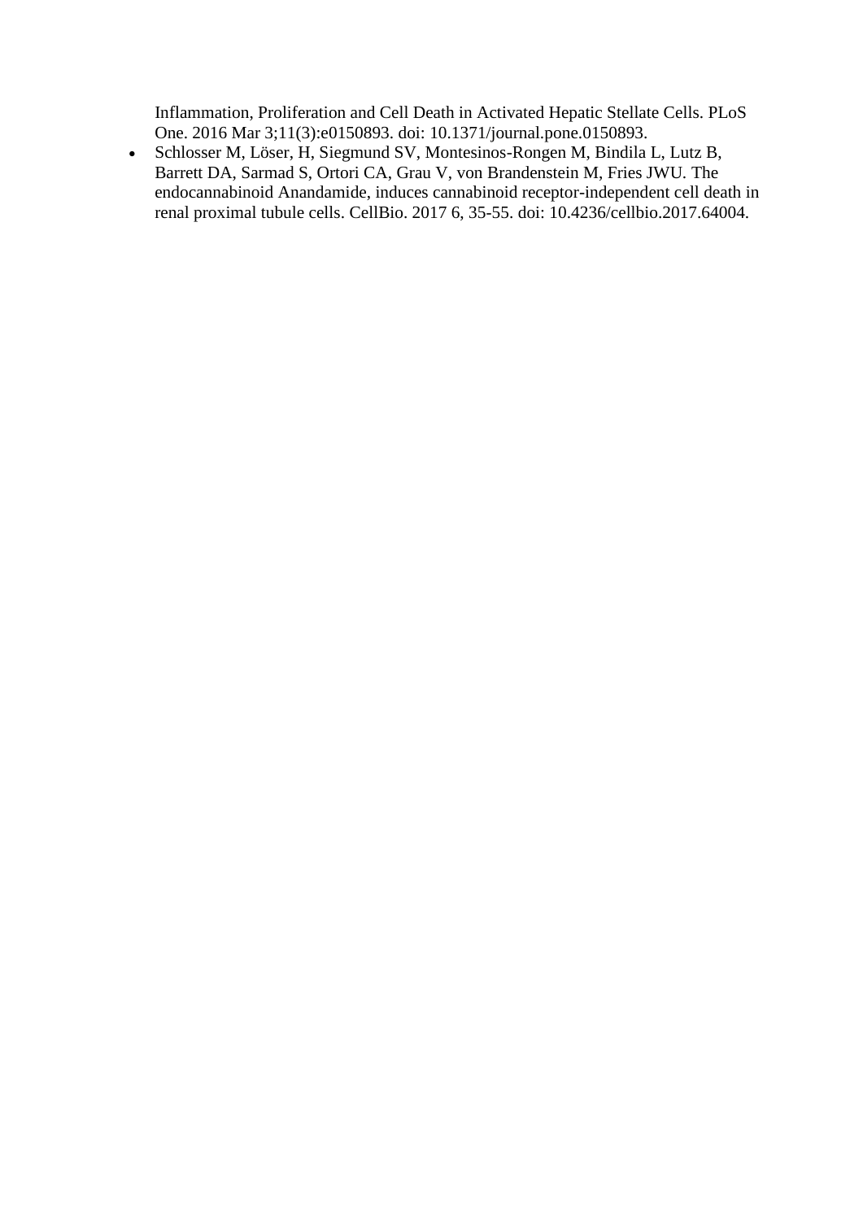Inflammation, Proliferation and Cell Death in Activated Hepatic Stellate Cells. PLoS One. 2016 Mar 3;11(3):e0150893. doi: 10.1371/journal.pone.0150893.

- Schlosser M, Löser, H, Siegmund SV, Montesinos-Rongen M, Bindila L, Lutz B, Barrett DA, Sarmad S, Ortori CA, Grau V, von Brandenstein M, Fries JWU. The endocannabinoid Anandamide, induces cannabinoid receptor-independent cell death in renal proximal tubule cells. CellBio. 2017 6, 35-55. doi: 10.4236/cellbio.2017.64004.